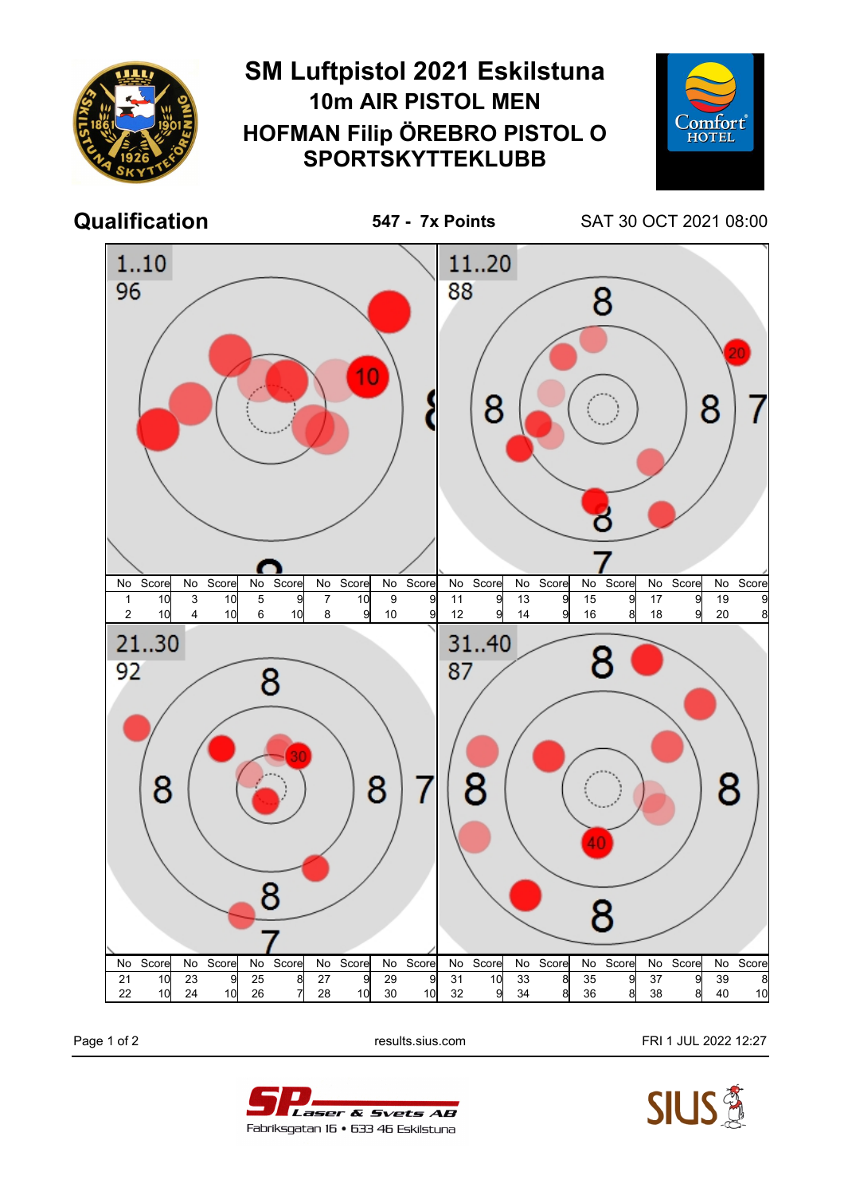# SM Luftpistol 2021 Eskilstuna

## 10m AIR PISTOL MEN

## HOFMAN Filip ÖREBRO PISTOL O SPORTSKYTTEKLUBB

**Qualification** **547 - 7x Points** SAT 30 OCT 2021 08:00

1..10
96

11..20
88

| No | Score | No | Score | No | Score | No | Score | No | Score | No | Score | No | Score | No | Score | No | Score | No | Score |
|---|---|---|---|---|---|---|---|---|---|---|---|---|---|---|---|---|---|---|---|
| 1 | 10 | 3 | 10 | 5 | 9 | 7 | 10 | 9 | 9 | 11 | 9 | 13 | 9 | 15 | 9 | 17 | 9 | 19 | 9 |
| 2 | 10 | 4 | 10 | 6 | 10 | 8 | 9 | 10 | 9 | 12 | 9 | 14 | 9 | 16 | 8 | 18 | 9 | 20 | 8 |

21..30
92

31..40
87

| No | Score | No | Score | No | Score | No | Score | No | Score | No | Score | No | Score | No | Score | No | Score | No | Score |
|---|---|---|---|---|---|---|---|---|---|---|---|---|---|---|---|---|---|---|---|
| 21 | 10 | 23 | 9 | 25 | 8 | 27 | 9 | 29 | 9 | 31 | 10 | 33 | 8 | 35 | 9 | 37 | 9 | 39 | 8 |
| 22 | 10 | 24 | 10 | 26 | 7 | 28 | 10 | 30 | 10 | 32 | 9 | 34 | 8 | 36 | 8 | 38 | 8 | 40 | 10 |

results.sius.com FRI 1 JUL 2022 12:27

SP Laser & Svets AB
Fabriksgatan 16 • 633 46 Eskilstuna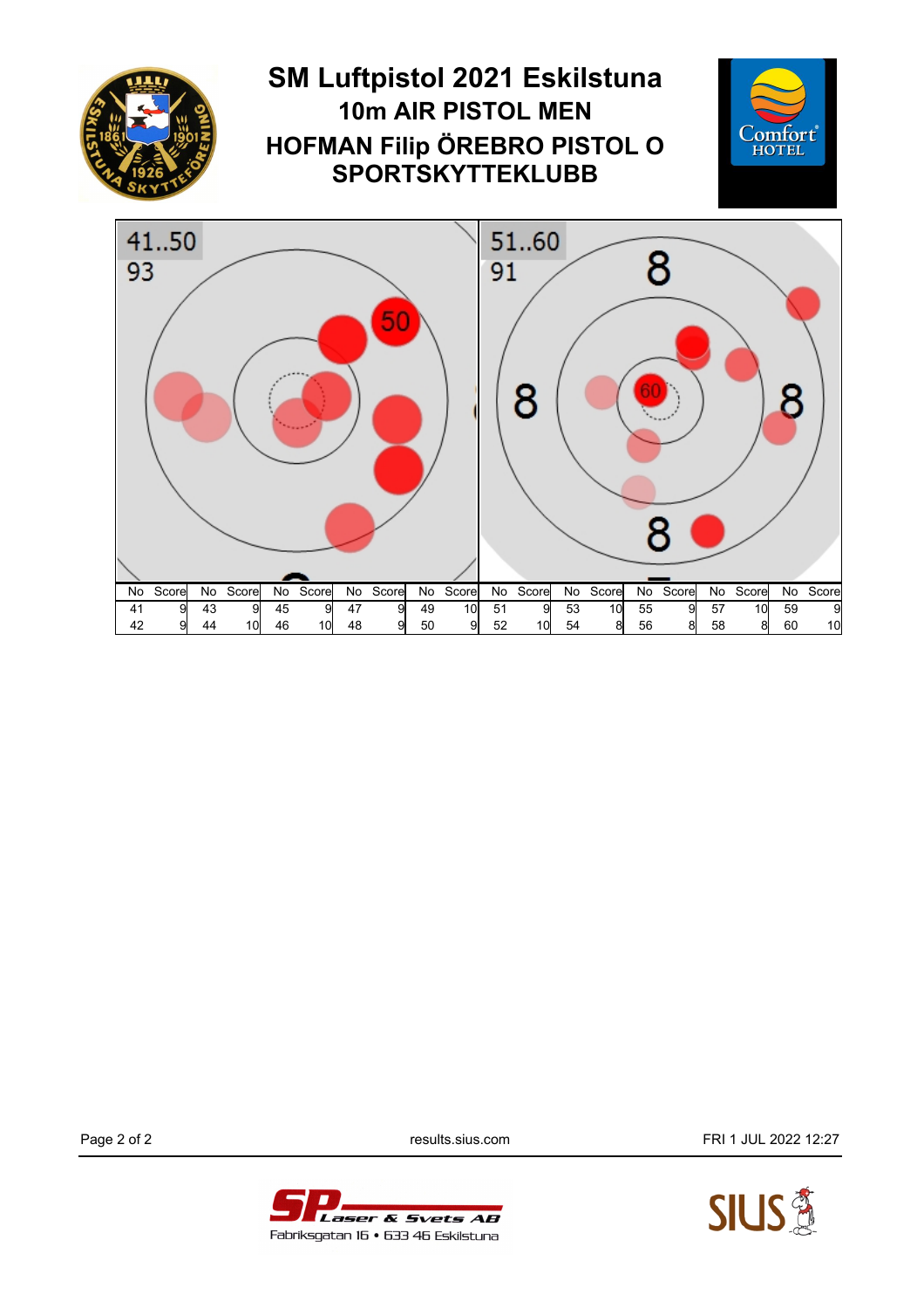# SM Luftpistol 2021 Eskilstuna

## 10m AIR PISTOL MEN

## HOFMAN Filip ÖREBRO PISTOL O SPORTSKYTTEKLUBB

41..50
93

50

51..60
91

8
8
8
8

60

| No | Score | No | Score | No | Score | No | Score | No | Score | No | Score | No | Score | No | Score | No | Score | No | Score |
|---|---|---|---|---|---|---|---|---|---|---|---|---|---|---|---|---|---|---|---|
| 41 | 9 | 43 | 9 | 45 | 9 | 47 | 9 | 49 | 10 | 51 | 9 | 53 | 10 | 55 | 9 | 57 | 10 | 59 | 9 |
| 42 | 9 | 44 | 10 | 46 | 10 | 48 | 9 | 50 | 9 | 52 | 10 | 54 | 8 | 56 | 8 | 58 | 8 | 60 | 10 |

results.sius.com

FRI 1 JUL 2022 12:27

SP Laser & Svets AB
Fabriksgatan 16 • 633 46 Eskilstuna

SIUS